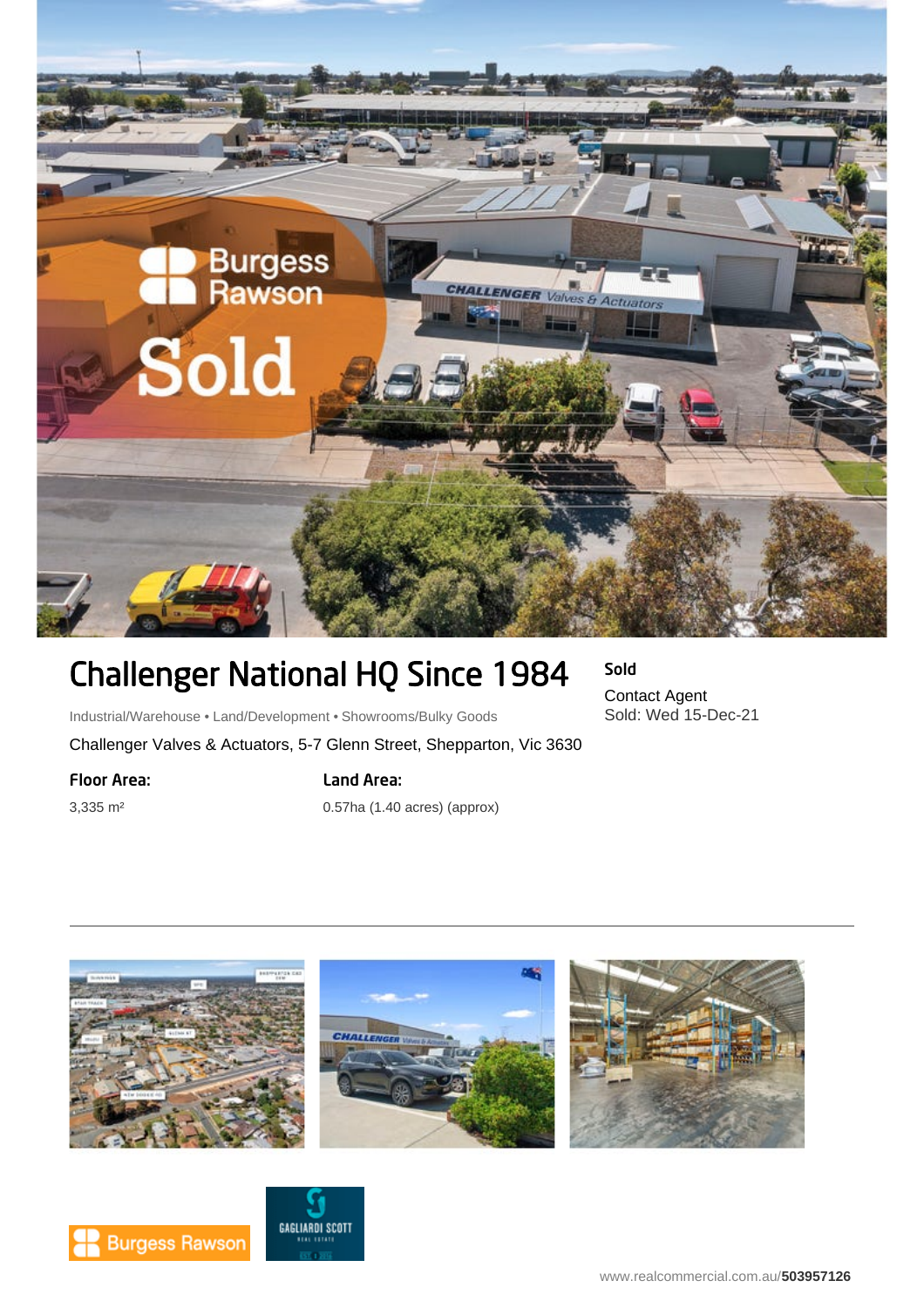# Challenger National HQ Since 1984

Industrial/Warehouse • Land/Development • Showrooms/Bulky Goods

Challenger Valves & Actuators, 5-7 Glenn Street, Shepparton, Vic 3630

**Sold**

Contact Agent

Sold: Wed 15-Dec-21

**Floor Area:**

3,335 m²

**Land Area:**

0.57ha (1.40 acres) (approx)

www.realcommercial.com.au/503957126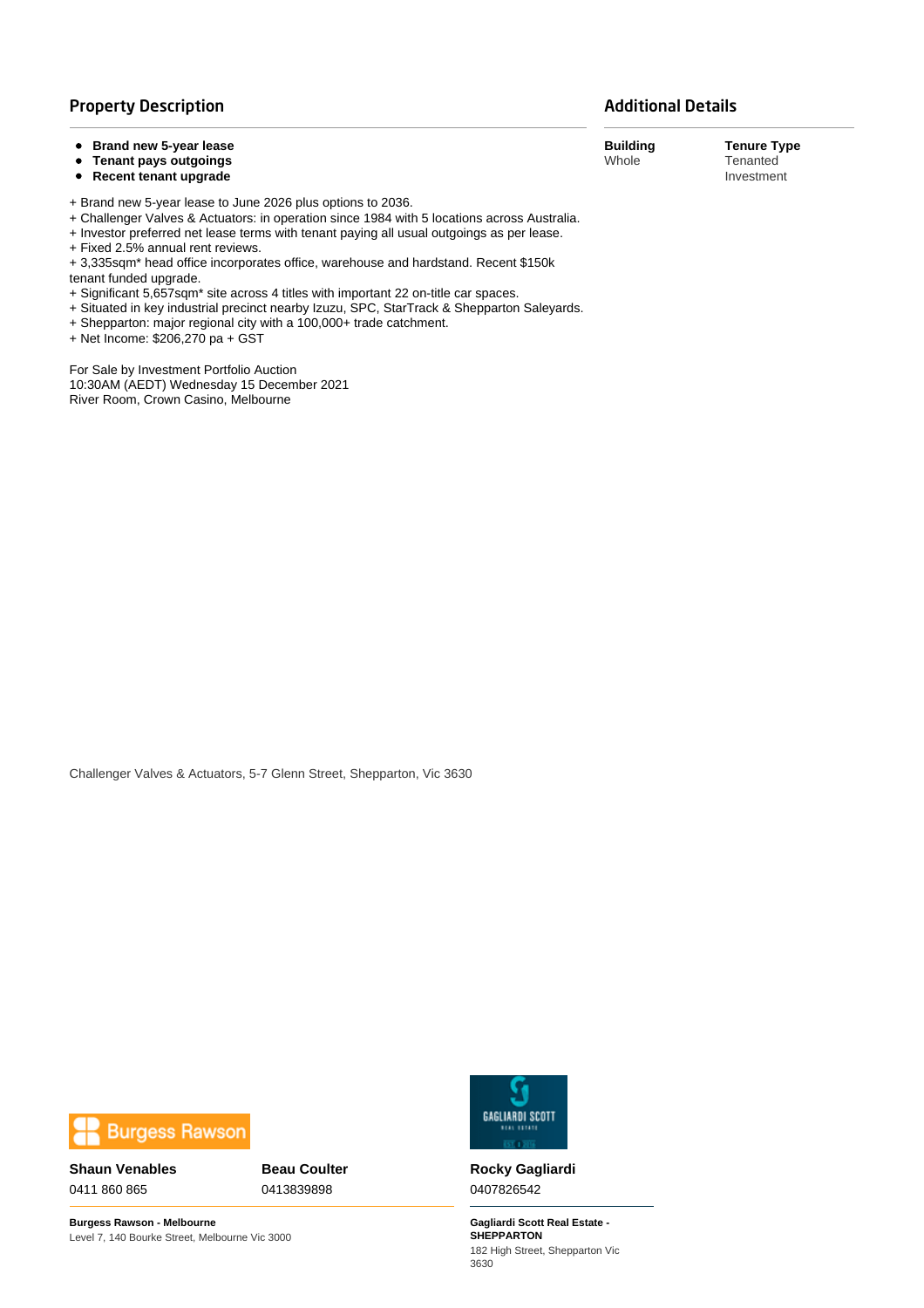## Property Description

- **Brand new 5-year lease**
- **Tenant pays outgoings**
- **Recent tenant upgrade**

+ Brand new 5-year lease to June 2026 plus options to 2036.
+ Challenger Valves & Actuators: in operation since 1984 with 5 locations across Australia.
+ Investor preferred net lease terms with tenant paying all usual outgoings as per lease.
+ Fixed 2.5% annual rent reviews.
+ 3,335sqm* head office incorporates office, warehouse and hardstand. Recent $150k tenant funded upgrade.
+ Significant 5,657sqm* site across 4 titles with important 22 on-title car spaces.
+ Situated in key industrial precinct nearby Izuzu, SPC, StarTrack & Shepparton Saleyards.
+ Shepparton: major regional city with a 100,000+ trade catchment.
+ Net Income: $206,270 pa + GST

For Sale by Investment Portfolio Auction
10:30AM (AEDT) Wednesday 15 December 2021
River Room, Crown Casino, Melbourne

## Additional Details

**Building**
Whole

**Tenure Type**
Tenanted Investment

Challenger Valves & Actuators, 5-7 Glenn Street, Shepparton, Vic 3630

Burgess Rawson

**Shaun Venables**
0411 860 865

**Beau Coulter**
0413839898

**Burgess Rawson - Melbourne**
Level 7, 140 Bourke Street, Melbourne Vic 3000

GAGLIARDI SCOTT

**Rocky Gagliardi**
0407826542

**Gagliardi Scott Real Estate - SHEPPARTON**
182 High Street, Shepparton Vic 3630